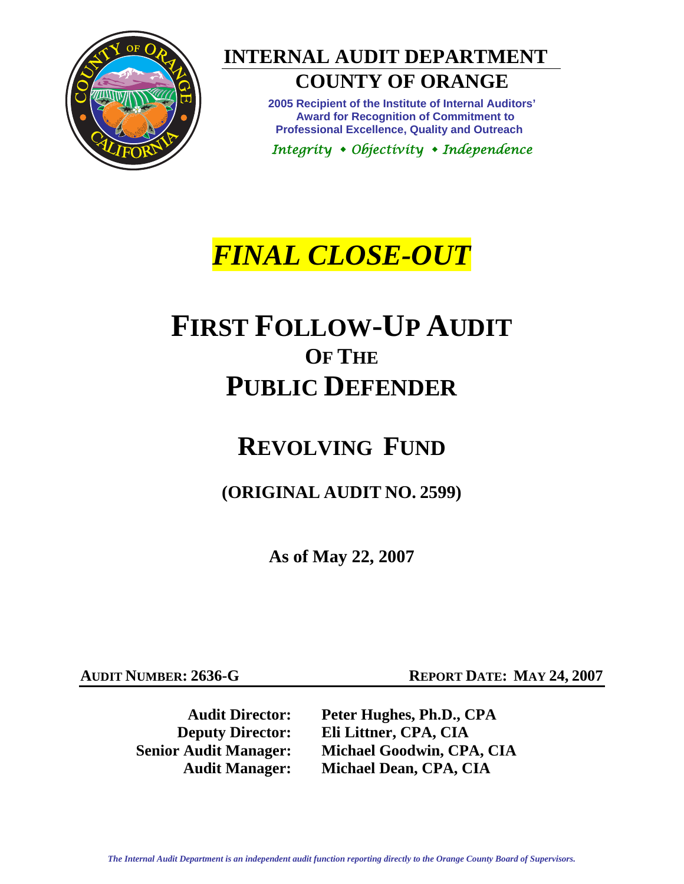# INTERNAL AUDIT DEPARTMENT

## COUNTY OF ORANGE

**2005 Recipient of the Institute of Internal Auditors' Award for Recognition of Commitment to Professional Excellence, Quality and Outreach**

*Integrity • Objectivity • Independence*

# *FINAL CLOSE-OUT*

# FIRST FOLLOW-UP AUDIT OF THE PUBLIC DEFENDER

# REVOLVING FUND

## (ORIGINAL AUDIT NO. 2599)

**As of May 22, 2007**

**AUDIT NUMBER: 2636-G** **REPORT DATE: MAY 24, 2007**

**Audit Director:** Peter Hughes, Ph.D., CPA
**Deputy Director:** Eli Littner, CPA, CIA
**Senior Audit Manager:** Michael Goodwin, CPA, CIA
**Audit Manager:** Michael Dean, CPA, CIA

*The Internal Audit Department is an independent audit function reporting directly to the Orange County Board of Supervisors.*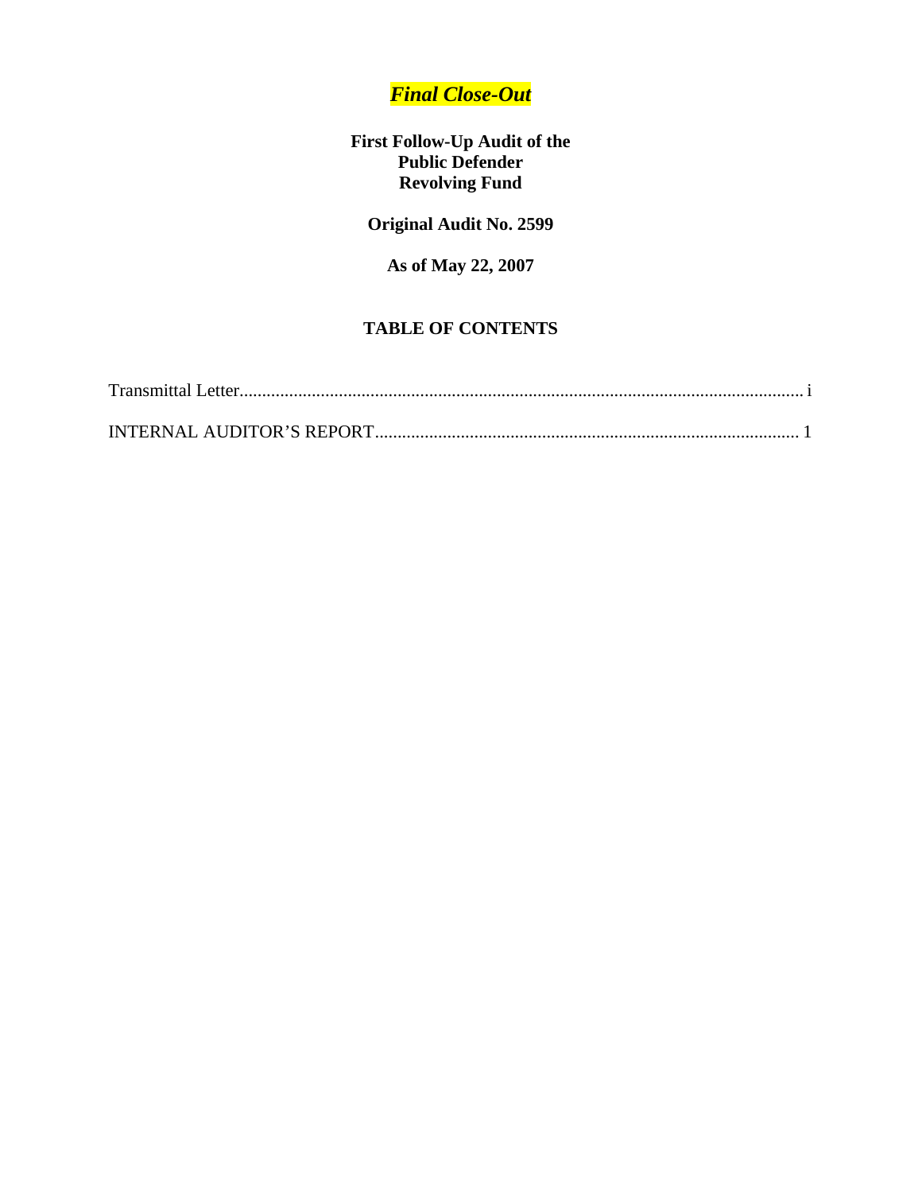***Final Close-Out***

**First Follow-Up Audit of the**
**Public Defender**
**Revolving Fund**

**Original Audit No. 2599**

**As of May 22, 2007**

## TABLE OF CONTENTS

Transmittal Letter............................................................................................................................ i

INTERNAL AUDITOR'S REPORT............................................................................................ 1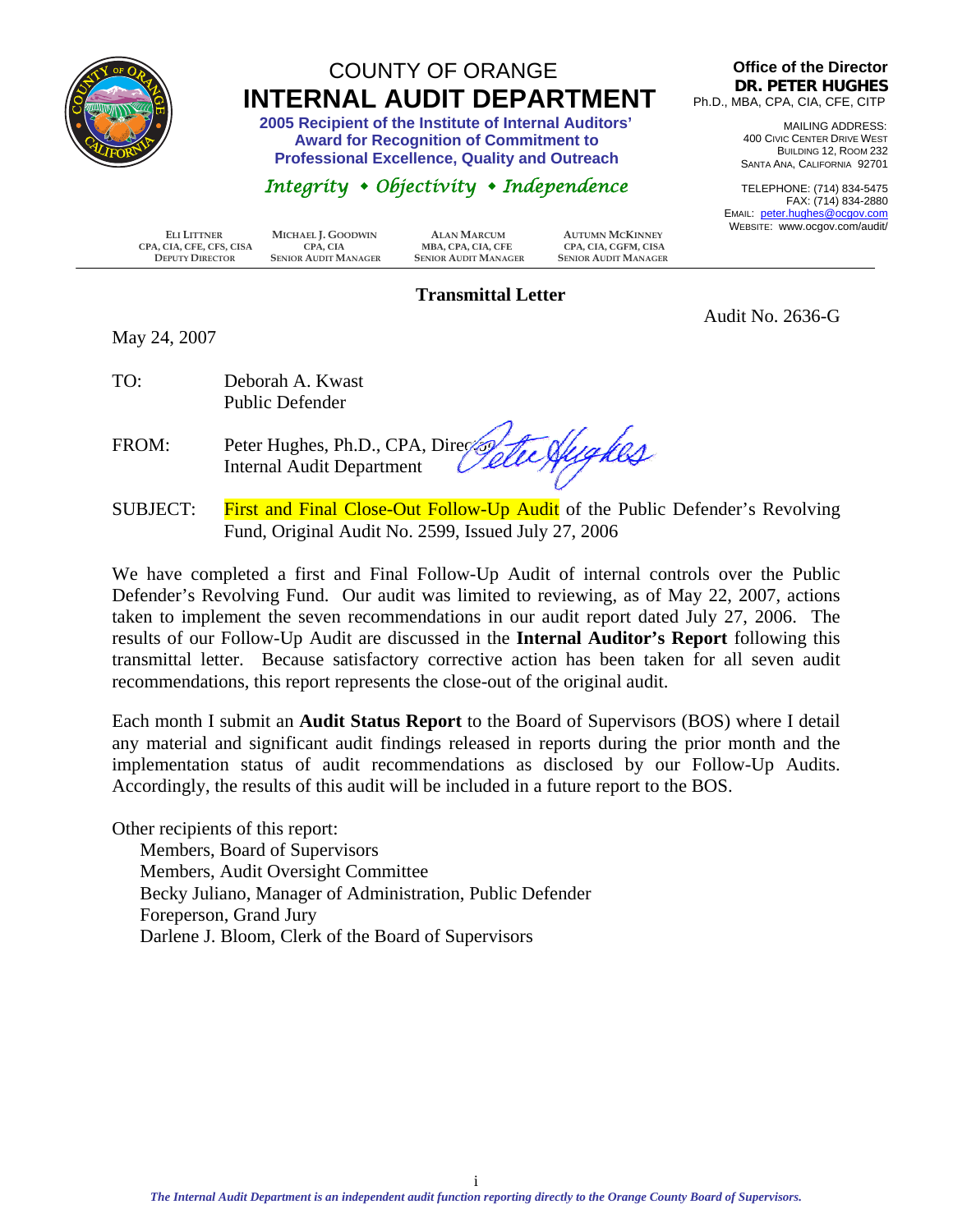# COUNTY OF ORANGE
# INTERNAL AUDIT DEPARTMENT

**2005 Recipient of the Institute of Internal Auditors' Award for Recognition of Commitment to Professional Excellence, Quality and Outreach**

*Integrity • Objectivity • Independence*

**Office of the Director**
**DR. PETER HUGHES**
Ph.D., MBA, CPA, CIA, CFE, CITP

MAILING ADDRESS:
400 CIVIC CENTER DRIVE WEST
BUILDING 12, ROOM 232
SANTA ANA, CALIFORNIA 92701

TELEPHONE: (714) 834-5475
FAX: (714) 834-2880
EMAIL: peter.hughes@ocgov.com
WEBSITE: www.ocgov.com/audit/

| ELI LITTNER<br>CPA, CIA, CFE, CFS, CISA<br>DEPUTY DIRECTOR | MICHAEL J. GOODWIN<br>CPA, CIA<br>SENIOR AUDIT MANAGER | ALAN MARCUM<br>MBA, CPA, CIA, CFE<br>SENIOR AUDIT MANAGER | AUTUMN MCKINNEY<br>CPA, CIA, CGFM, CISA<br>SENIOR AUDIT MANAGER |
|---|---|---|---|

## Transmittal Letter

Audit No. 2636-G

May 24, 2007

TO: Deborah A. Kwast
Public Defender

FROM: Peter Hughes, Ph.D., CPA, Director
Internal Audit Department

SUBJECT: First and Final Close-Out Follow-Up Audit of the Public Defender's Revolving Fund, Original Audit No. 2599, Issued July 27, 2006

We have completed a first and Final Follow-Up Audit of internal controls over the Public Defender's Revolving Fund. Our audit was limited to reviewing, as of May 22, 2007, actions taken to implement the seven recommendations in our audit report dated July 27, 2006. The results of our Follow-Up Audit are discussed in the **Internal Auditor's Report** following this transmittal letter. Because satisfactory corrective action has been taken for all seven audit recommendations, this report represents the close-out of the original audit.

Each month I submit an **Audit Status Report** to the Board of Supervisors (BOS) where I detail any material and significant audit findings released in reports during the prior month and the implementation status of audit recommendations as disclosed by our Follow-Up Audits. Accordingly, the results of this audit will be included in a future report to the BOS.

Other recipients of this report:
- Members, Board of Supervisors
- Members, Audit Oversight Committee
- Becky Juliano, Manager of Administration, Public Defender
- Foreperson, Grand Jury
- Darlene J. Bloom, Clerk of the Board of Supervisors

*The Internal Audit Department is an independent audit function reporting directly to the Orange County Board of Supervisors.*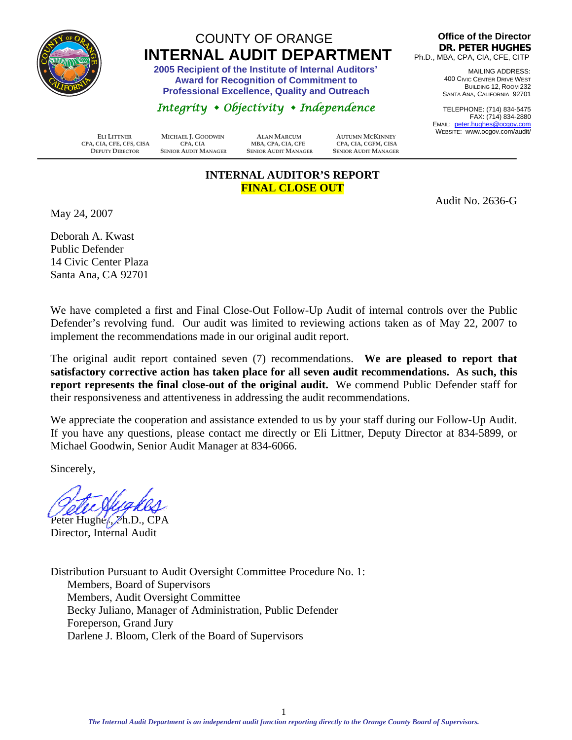# COUNTY OF ORANGE
# INTERNAL AUDIT DEPARTMENT

**2005 Recipient of the Institute of Internal Auditors' Award for Recognition of Commitment to Professional Excellence, Quality and Outreach**

*Integrity • Objectivity • Independence*

**Office of the Director**
**DR. PETER HUGHES**
Ph.D., MBA, CPA, CIA, CFE, CITP

MAILING ADDRESS:
400 CIVIC CENTER DRIVE WEST
BUILDING 12, ROOM 232
SANTA ANA, CALIFORNIA 92701

TELEPHONE: (714) 834-5475
FAX: (714) 834-2880
EMAIL: peter.hughes@ocgov.com
WEBSITE: www.ocgov.com/audit/

| | | | |
|---|---|---|---|
| ELI LITTNER<br>CPA, CIA, CFE, CFS, CISA<br>DEPUTY DIRECTOR | MICHAEL J. GOODWIN<br>CPA, CIA<br>SENIOR AUDIT MANAGER | ALAN MARCUM<br>MBA, CPA, CIA, CFE<br>SENIOR AUDIT MANAGER | AUTUMN MCKINNEY<br>CPA, CIA, CGFM, CISA<br>SENIOR AUDIT MANAGER |

## INTERNAL AUDITOR'S REPORT
## FINAL CLOSE OUT

Audit No. 2636-G

May 24, 2007

Deborah A. Kwast
Public Defender
14 Civic Center Plaza
Santa Ana, CA 92701

We have completed a first and Final Close-Out Follow-Up Audit of internal controls over the Public Defender's revolving fund. Our audit was limited to reviewing actions taken as of May 22, 2007 to implement the recommendations made in our original audit report.

The original audit report contained seven (7) recommendations. **We are pleased to report that satisfactory corrective action has taken place for all seven audit recommendations. As such, this report represents the final close-out of the original audit.** We commend Public Defender staff for their responsiveness and attentiveness in addressing the audit recommendations.

We appreciate the cooperation and assistance extended to us by your staff during our Follow-Up Audit. If you have any questions, please contact me directly or Eli Littner, Deputy Director at 834-5899, or Michael Goodwin, Senior Audit Manager at 834-6066.

Sincerely,

Peter Hughes, Ph.D., CPA
Director, Internal Audit

Distribution Pursuant to Audit Oversight Committee Procedure No. 1:
- Members, Board of Supervisors
- Members, Audit Oversight Committee
- Becky Juliano, Manager of Administration, Public Defender
- Foreperson, Grand Jury
- Darlene J. Bloom, Clerk of the Board of Supervisors

*The Internal Audit Department is an independent audit function reporting directly to the Orange County Board of Supervisors.*